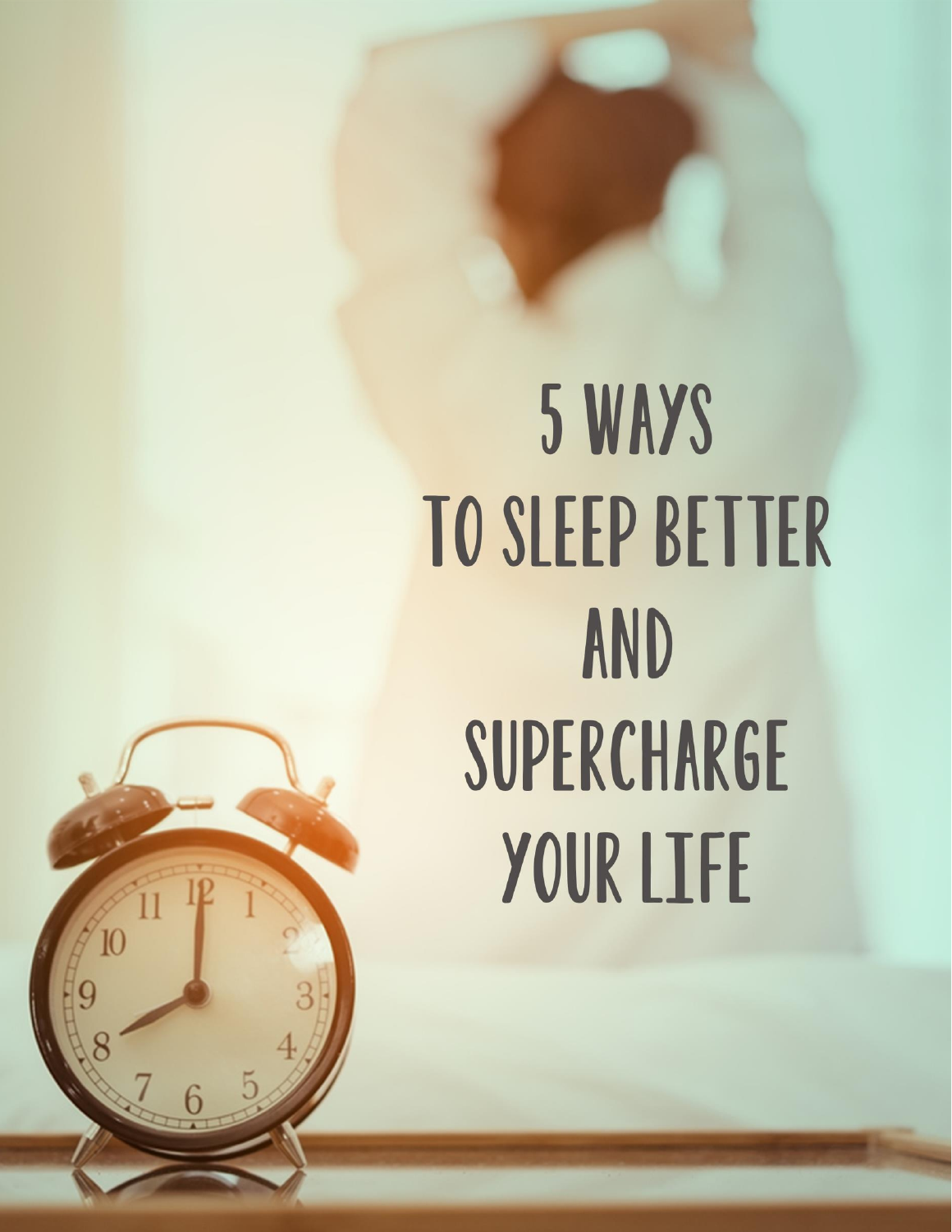# 5 WAYS TO SLEEP BETTER AND SUPERCHARGE YOUR LIFE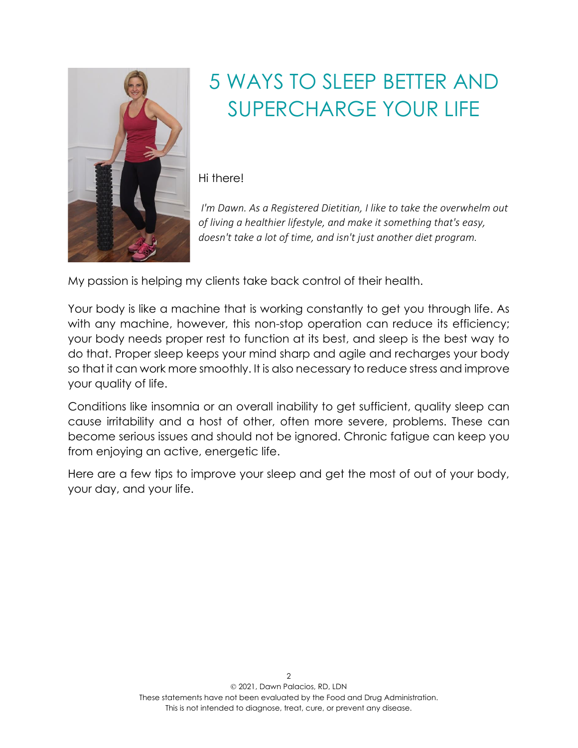# 5 WAYS TO SLEEP BETTER AND SUPERCHARGE YOUR LIFE

Hi there!

*I'm Dawn. As a Registered Dietitian, I like to take the overwhelm out of living a healthier lifestyle, and make it something that's easy, doesn't take a lot of time, and isn't just another diet program.*

My passion is helping my clients take back control of their health.

Your body is like a machine that is working constantly to get you through life. As with any machine, however, this non-stop operation can reduce its efficiency; your body needs proper rest to function at its best, and sleep is the best way to do that. Proper sleep keeps your mind sharp and agile and recharges your body so that it can work more smoothly. It is also necessary to reduce stress and improve your quality of life.

Conditions like insomnia or an overall inability to get sufficient, quality sleep can cause irritability and a host of other, often more severe, problems. These can become serious issues and should not be ignored. Chronic fatigue can keep you from enjoying an active, energetic life.

Here are a few tips to improve your sleep and get the most of out of your body, your day, and your life.

© 2021, Dawn Palacios, RD, LDN
These statements have not been evaluated by the Food and Drug Administration.
This is not intended to diagnose, treat, cure, or prevent any disease.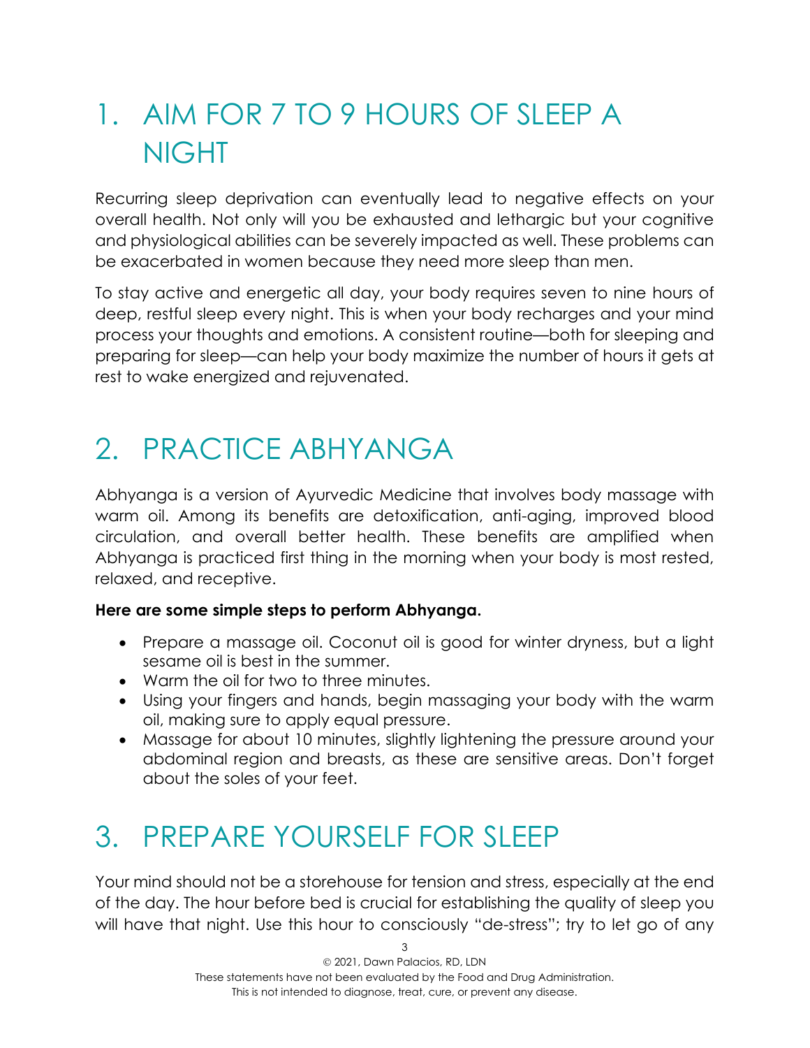## 1. AIM FOR 7 TO 9 HOURS OF SLEEP A NIGHT

Recurring sleep deprivation can eventually lead to negative effects on your overall health. Not only will you be exhausted and lethargic but your cognitive and physiological abilities can be severely impacted as well. These problems can be exacerbated in women because they need more sleep than men.

To stay active and energetic all day, your body requires seven to nine hours of deep, restful sleep every night. This is when your body recharges and your mind process your thoughts and emotions. A consistent routine—both for sleeping and preparing for sleep—can help your body maximize the number of hours it gets at rest to wake energized and rejuvenated.

## 2. PRACTICE ABHYANGA

Abhyanga is a version of Ayurvedic Medicine that involves body massage with warm oil. Among its benefits are detoxification, anti-aging, improved blood circulation, and overall better health. These benefits are amplified when Abhyanga is practiced first thing in the morning when your body is most rested, relaxed, and receptive.

**Here are some simple steps to perform Abhyanga.**

- Prepare a massage oil. Coconut oil is good for winter dryness, but a light sesame oil is best in the summer.
- Warm the oil for two to three minutes.
- Using your fingers and hands, begin massaging your body with the warm oil, making sure to apply equal pressure.
- Massage for about 10 minutes, slightly lightening the pressure around your abdominal region and breasts, as these are sensitive areas. Don't forget about the soles of your feet.

## 3. PREPARE YOURSELF FOR SLEEP

Your mind should not be a storehouse for tension and stress, especially at the end of the day. The hour before bed is crucial for establishing the quality of sleep you will have that night. Use this hour to consciously "de-stress"; try to let go of any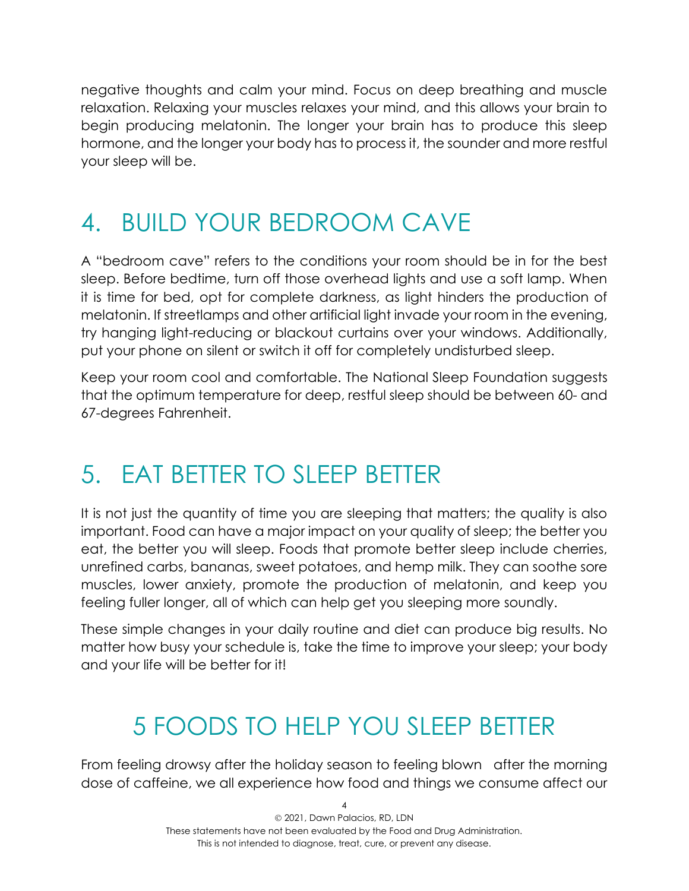negative thoughts and calm your mind. Focus on deep breathing and muscle relaxation. Relaxing your muscles relaxes your mind, and this allows your brain to begin producing melatonin. The longer your brain has to produce this sleep hormone, and the longer your body has to process it, the sounder and more restful your sleep will be.

## 4. BUILD YOUR BEDROOM CAVE

A "bedroom cave" refers to the conditions your room should be in for the best sleep. Before bedtime, turn off those overhead lights and use a soft lamp. When it is time for bed, opt for complete darkness, as light hinders the production of melatonin. If streetlamps and other artificial light invade your room in the evening, try hanging light-reducing or blackout curtains over your windows. Additionally, put your phone on silent or switch it off for completely undisturbed sleep.

Keep your room cool and comfortable. The National Sleep Foundation suggests that the optimum temperature for deep, restful sleep should be between 60- and 67-degrees Fahrenheit.

## 5. EAT BETTER TO SLEEP BETTER

It is not just the quantity of time you are sleeping that matters; the quality is also important. Food can have a major impact on your quality of sleep; the better you eat, the better you will sleep. Foods that promote better sleep include cherries, unrefined carbs, bananas, sweet potatoes, and hemp milk. They can soothe sore muscles, lower anxiety, promote the production of melatonin, and keep you feeling fuller longer, all of which can help get you sleeping more soundly.

These simple changes in your daily routine and diet can produce big results. No matter how busy your schedule is, take the time to improve your sleep; your body and your life will be better for it!

# 5 FOODS TO HELP YOU SLEEP BETTER

From feeling drowsy after the holiday season to feeling blown after the morning dose of caffeine, we all experience how food and things we consume affect our

© 2021, Dawn Palacios, RD, LDN
These statements have not been evaluated by the Food and Drug Administration.
This is not intended to diagnose, treat, cure, or prevent any disease.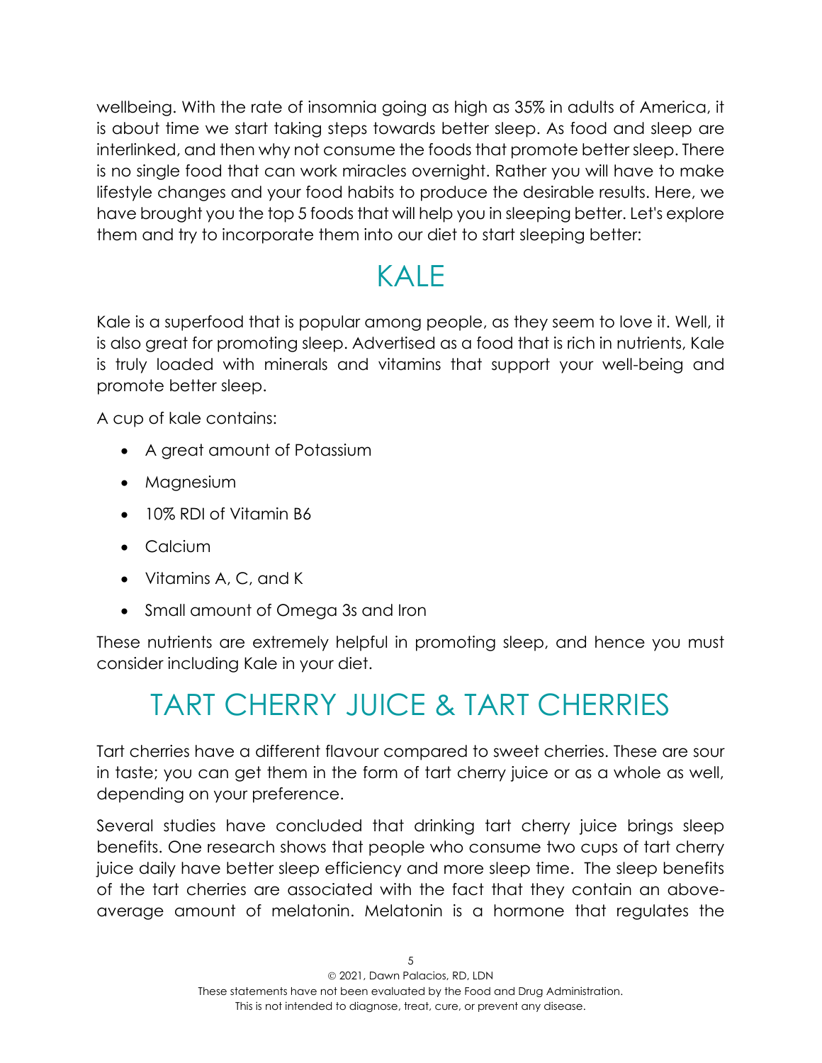wellbeing. With the rate of insomnia going as high as 35% in adults of America, it is about time we start taking steps towards better sleep. As food and sleep are interlinked, and then why not consume the foods that promote better sleep. There is no single food that can work miracles overnight. Rather you will have to make lifestyle changes and your food habits to produce the desirable results. Here, we have brought you the top 5 foods that will help you in sleeping better. Let's explore them and try to incorporate them into our diet to start sleeping better:

# KALE

Kale is a superfood that is popular among people, as they seem to love it. Well, it is also great for promoting sleep. Advertised as a food that is rich in nutrients, Kale is truly loaded with minerals and vitamins that support your well-being and promote better sleep.

A cup of kale contains:

- A great amount of Potassium
- Magnesium
- 10% RDI of Vitamin B6
- Calcium
- Vitamins A, C, and K
- Small amount of Omega 3s and Iron

These nutrients are extremely helpful in promoting sleep, and hence you must consider including Kale in your diet.

# TART CHERRY JUICE & TART CHERRIES

Tart cherries have a different flavour compared to sweet cherries. These are sour in taste; you can get them in the form of tart cherry juice or as a whole as well, depending on your preference.

Several studies have concluded that drinking tart cherry juice brings sleep benefits. One research shows that people who consume two cups of tart cherry juice daily have better sleep efficiency and more sleep time. The sleep benefits of the tart cherries are associated with the fact that they contain an above-average amount of melatonin. Melatonin is a hormone that regulates the

© 2021, Dawn Palacios, RD, LDN
These statements have not been evaluated by the Food and Drug Administration.
This is not intended to diagnose, treat, cure, or prevent any disease.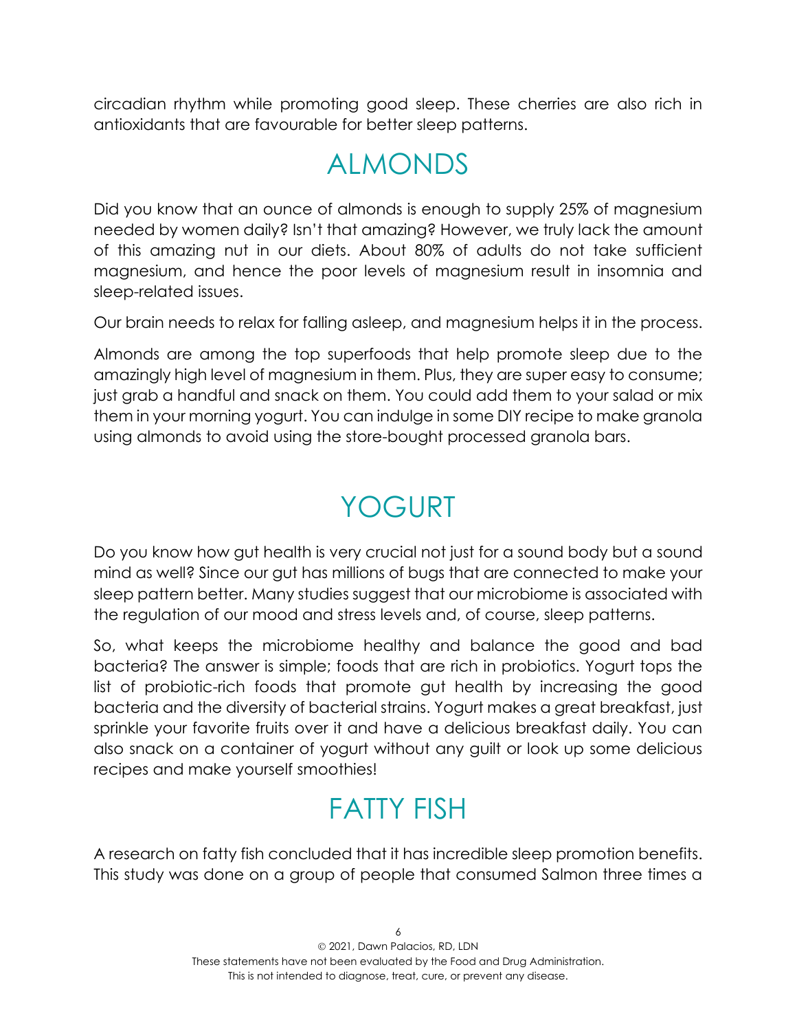circadian rhythm while promoting good sleep. These cherries are also rich in antioxidants that are favourable for better sleep patterns.

## ALMONDS

Did you know that an ounce of almonds is enough to supply 25% of magnesium needed by women daily? Isn't that amazing? However, we truly lack the amount of this amazing nut in our diets. About 80% of adults do not take sufficient magnesium, and hence the poor levels of magnesium result in insomnia and sleep-related issues.

Our brain needs to relax for falling asleep, and magnesium helps it in the process.

Almonds are among the top superfoods that help promote sleep due to the amazingly high level of magnesium in them. Plus, they are super easy to consume; just grab a handful and snack on them. You could add them to your salad or mix them in your morning yogurt. You can indulge in some DIY recipe to make granola using almonds to avoid using the store-bought processed granola bars.

## YOGURT

Do you know how gut health is very crucial not just for a sound body but a sound mind as well? Since our gut has millions of bugs that are connected to make your sleep pattern better. Many studies suggest that our microbiome is associated with the regulation of our mood and stress levels and, of course, sleep patterns.

So, what keeps the microbiome healthy and balance the good and bad bacteria? The answer is simple; foods that are rich in probiotics. Yogurt tops the list of probiotic-rich foods that promote gut health by increasing the good bacteria and the diversity of bacterial strains. Yogurt makes a great breakfast, just sprinkle your favorite fruits over it and have a delicious breakfast daily. You can also snack on a container of yogurt without any guilt or look up some delicious recipes and make yourself smoothies!

## FATTY FISH

A research on fatty fish concluded that it has incredible sleep promotion benefits. This study was done on a group of people that consumed Salmon three times a

© 2021, Dawn Palacios, RD, LDN
These statements have not been evaluated by the Food and Drug Administration.
This is not intended to diagnose, treat, cure, or prevent any disease.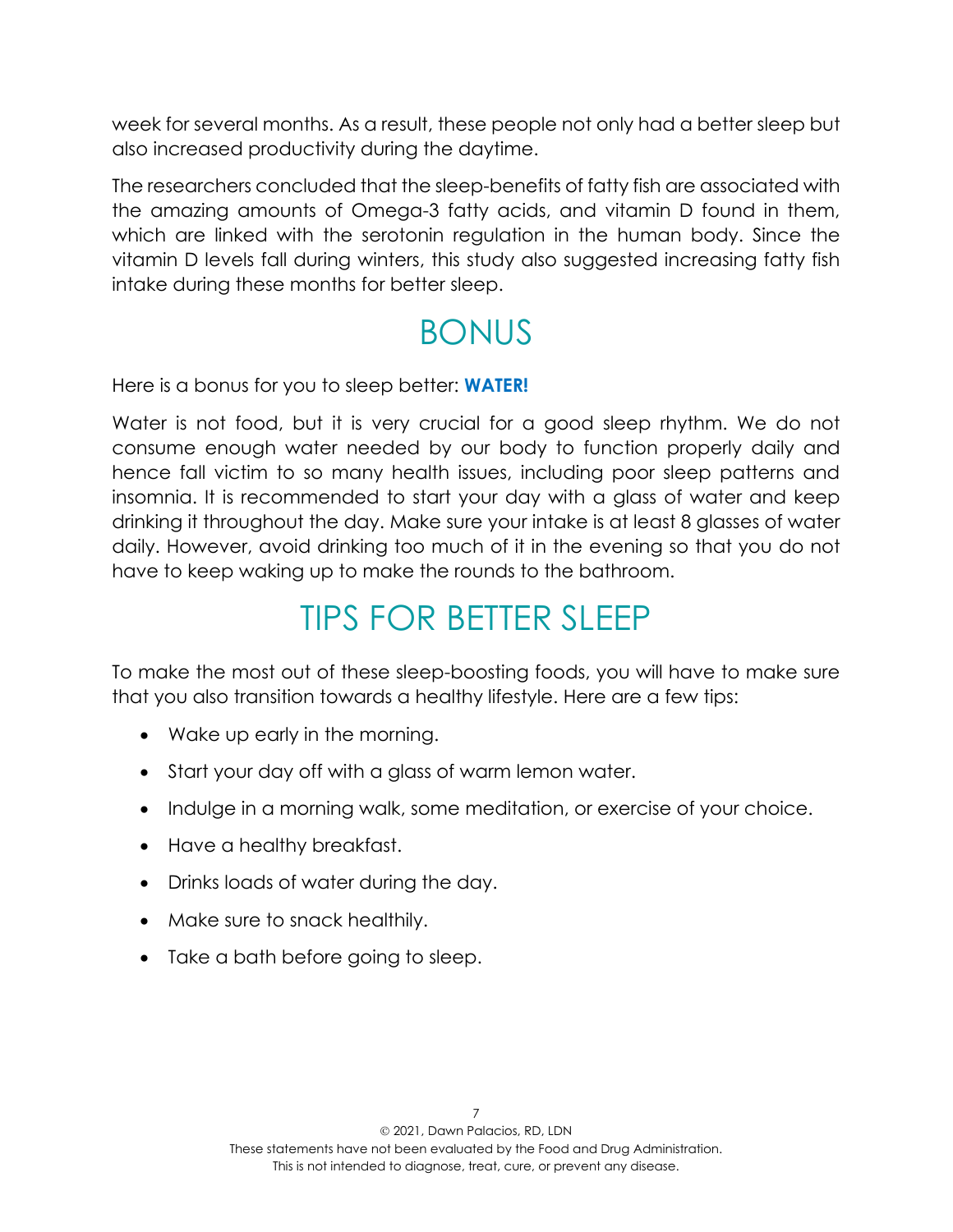week for several months. As a result, these people not only had a better sleep but also increased productivity during the daytime.

The researchers concluded that the sleep-benefits of fatty fish are associated with the amazing amounts of Omega-3 fatty acids, and vitamin D found in them, which are linked with the serotonin regulation in the human body. Since the vitamin D levels fall during winters, this study also suggested increasing fatty fish intake during these months for better sleep.

# BONUS

Here is a bonus for you to sleep better: **WATER!**

Water is not food, but it is very crucial for a good sleep rhythm. We do not consume enough water needed by our body to function properly daily and hence fall victim to so many health issues, including poor sleep patterns and insomnia. It is recommended to start your day with a glass of water and keep drinking it throughout the day. Make sure your intake is at least 8 glasses of water daily. However, avoid drinking too much of it in the evening so that you do not have to keep waking up to make the rounds to the bathroom.

# TIPS FOR BETTER SLEEP

To make the most out of these sleep-boosting foods, you will have to make sure that you also transition towards a healthy lifestyle. Here are a few tips:

- Wake up early in the morning.
- Start your day off with a glass of warm lemon water.
- Indulge in a morning walk, some meditation, or exercise of your choice.
- Have a healthy breakfast.
- Drinks loads of water during the day.
- Make sure to snack healthily.
- Take a bath before going to sleep.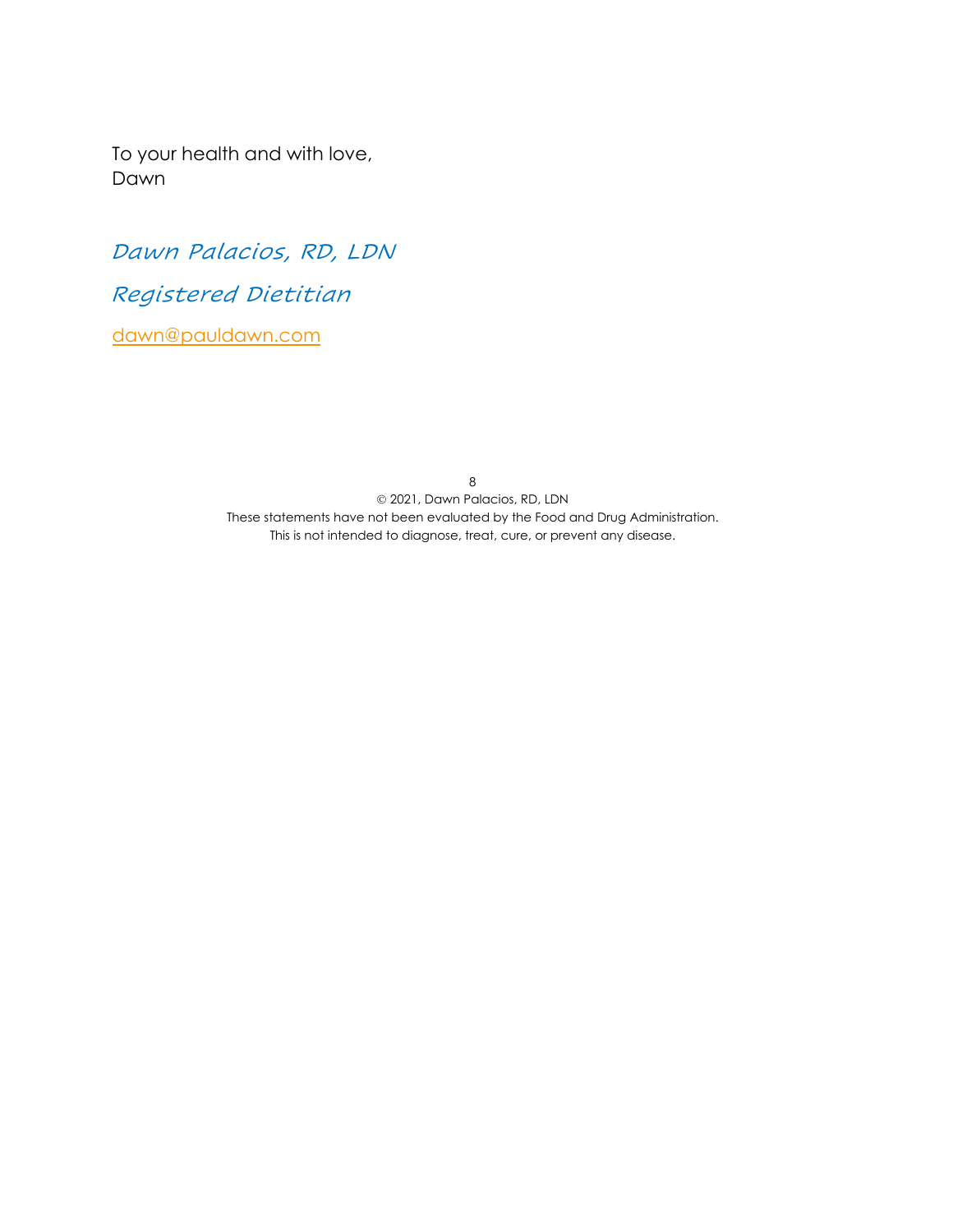To your health and with love,
Dawn

*Dawn Palacios, RD, LDN*

*Registered Dietitian*

dawn@pauldawn.com

© 2021, Dawn Palacios, RD, LDN
These statements have not been evaluated by the Food and Drug Administration.
This is not intended to diagnose, treat, cure, or prevent any disease.